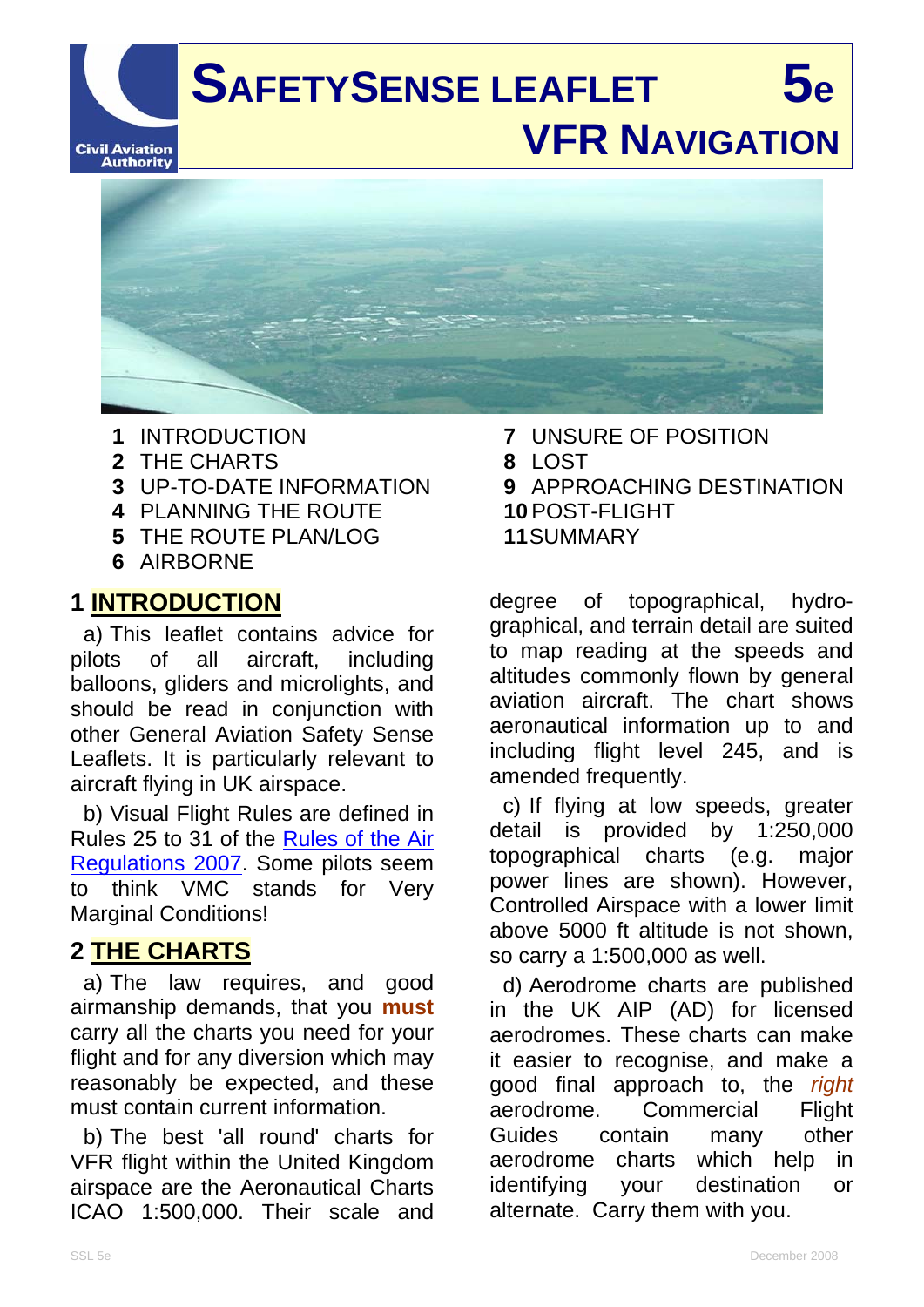# SAFETYSENSE LEAFLET 5e
# VFR NAVIGATION

1 INTRODUCTION
2 THE CHARTS
3 UP-TO-DATE INFORMATION
4 PLANNING THE ROUTE
5 THE ROUTE PLAN/LOG
6 AIRBORNE
7 UNSURE OF POSITION
8 LOST
9 APPROACHING DESTINATION
10 POST-FLIGHT
11 SUMMARY

## 1 INTRODUCTION

a) This leaflet contains advice for pilots of all aircraft, including balloons, gliders and microlights, and should be read in conjunction with other General Aviation Safety Sense Leaflets. It is particularly relevant to aircraft flying in UK airspace.

b) Visual Flight Rules are defined in Rules 25 to 31 of the Rules of the Air Regulations 2007. Some pilots seem to think VMC stands for Very Marginal Conditions!

## 2 THE CHARTS

a) The law requires, and good airmanship demands, that you **must** carry all the charts you need for your flight and for any diversion which may reasonably be expected, and these must contain current information.

b) The best 'all round' charts for VFR flight within the United Kingdom airspace are the Aeronautical Charts ICAO 1:500,000. Their scale and degree of topographical, hydrographical, and terrain detail are suited to map reading at the speeds and altitudes commonly flown by general aviation aircraft. The chart shows aeronautical information up to and including flight level 245, and is amended frequently.

c) If flying at low speeds, greater detail is provided by 1:250,000 topographical charts (e.g. major power lines are shown). However, Controlled Airspace with a lower limit above 5000 ft altitude is not shown, so carry a 1:500,000 as well.

d) Aerodrome charts are published in the UK AIP (AD) for licensed aerodromes. These charts can make it easier to recognise, and make a good final approach to, the *right* aerodrome. Commercial Flight Guides contain many other aerodrome charts which help in identifying your destination or alternate. Carry them with you.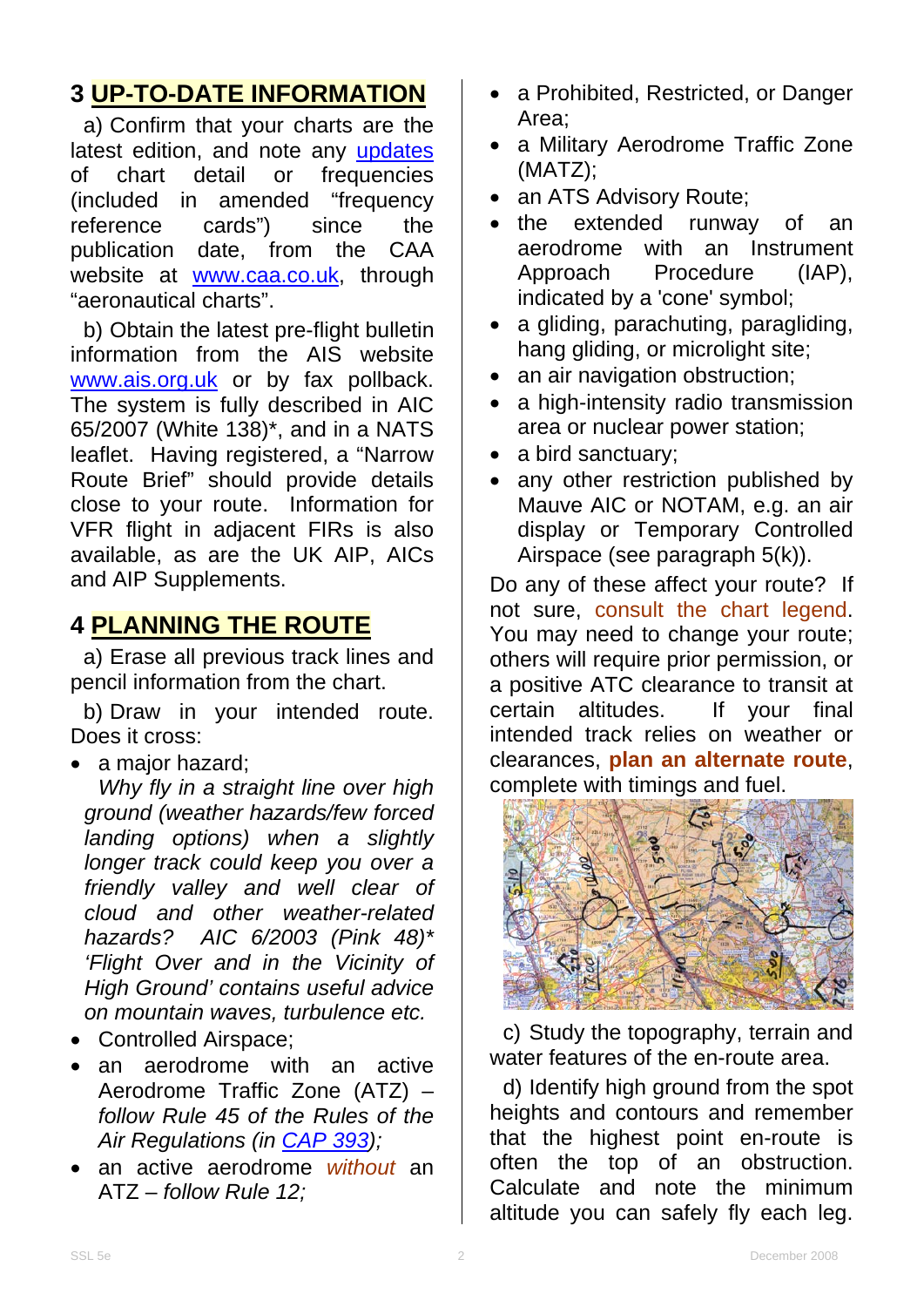## 3 UP-TO-DATE INFORMATION

a) Confirm that your charts are the latest edition, and note any updates of chart detail or frequencies (included in amended "frequency reference cards") since the publication date, from the CAA website at www.caa.co.uk, through "aeronautical charts".

b) Obtain the latest pre-flight bulletin information from the AIS website www.ais.org.uk or by fax pollback. The system is fully described in AIC 65/2007 (White 138)*, and in a NATS leaflet. Having registered, a "Narrow Route Brief" should provide details close to your route. Information for VFR flight in adjacent FIRs is also available, as are the UK AIP, AICs and AIP Supplements.

## 4 PLANNING THE ROUTE

a) Erase all previous track lines and pencil information from the chart.

b) Draw in your intended route. Does it cross:

- a major hazard;
  *Why fly in a straight line over high ground (weather hazards/few forced landing options) when a slightly longer track could keep you over a friendly valley and well clear of cloud and other weather-related hazards? AIC 6/2003 (Pink 48)* 'Flight Over and in the Vicinity of High Ground' contains useful advice on mountain waves, turbulence etc.*
- Controlled Airspace;
- an aerodrome with an active Aerodrome Traffic Zone (ATZ) – *follow Rule 45 of the Rules of the Air Regulations (in CAP 393);*
- an active aerodrome *without* an ATZ – *follow Rule 12;*
- a Prohibited, Restricted, or Danger Area;
- a Military Aerodrome Traffic Zone (MATZ);
- an ATS Advisory Route;
- the extended runway of an aerodrome with an Instrument Approach Procedure (IAP), indicated by a 'cone' symbol;
- a gliding, parachuting, paragliding, hang gliding, or microlight site;
- an air navigation obstruction;
- a high-intensity radio transmission area or nuclear power station;
- a bird sanctuary;
- any other restriction published by Mauve AIC or NOTAM, e.g. an air display or Temporary Controlled Airspace (see paragraph 5(k)).

Do any of these affect your route? If not sure, consult the chart legend. You may need to change your route; others will require prior permission, or a positive ATC clearance to transit at certain altitudes. If your final intended track relies on weather or clearances, **plan an alternate route**, complete with timings and fuel.

c) Study the topography, terrain and water features of the en-route area.

d) Identify high ground from the spot heights and contours and remember that the highest point en-route is often the top of an obstruction. Calculate and note the minimum altitude you can safely fly each leg.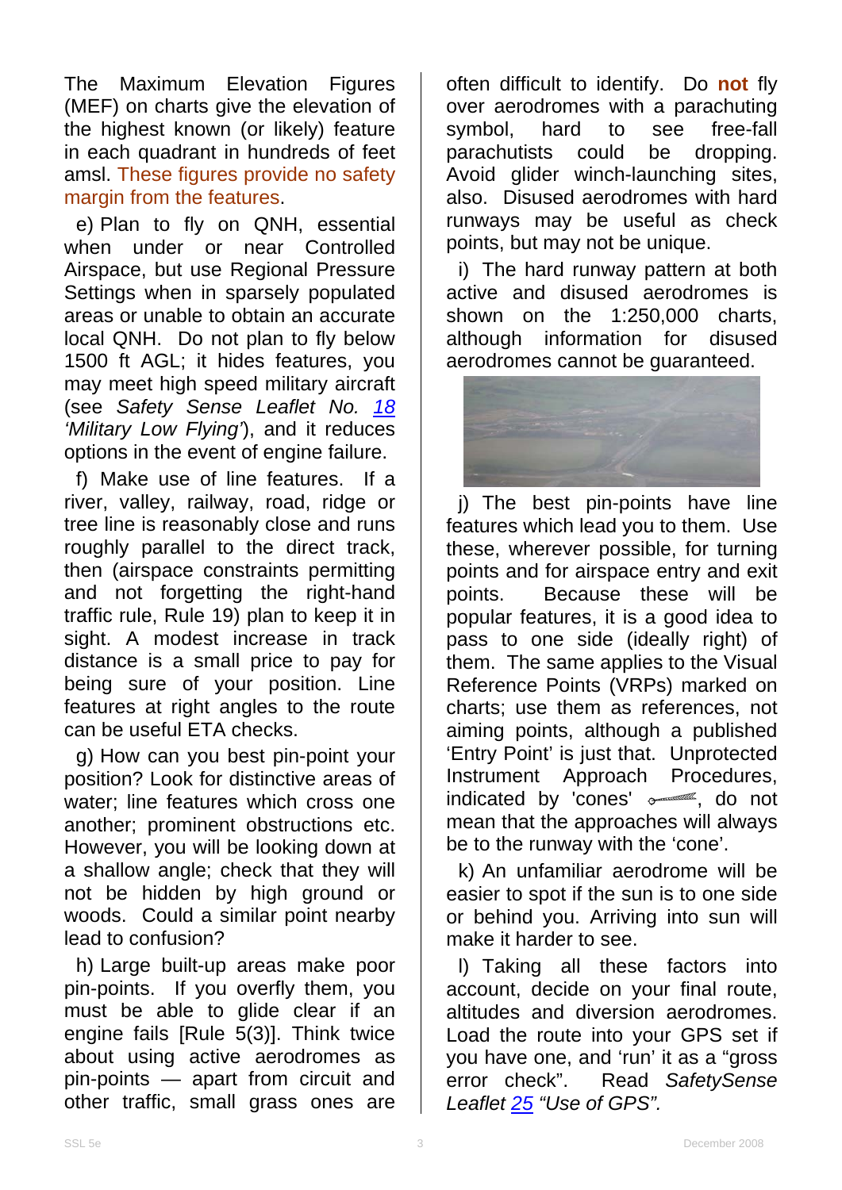The Maximum Elevation Figures (MEF) on charts give the elevation of the highest known (or likely) feature in each quadrant in hundreds of feet amsl. These figures provide no safety margin from the features.

e) Plan to fly on QNH, essential when under or near Controlled Airspace, but use Regional Pressure Settings when in sparsely populated areas or unable to obtain an accurate local QNH. Do not plan to fly below 1500 ft AGL; it hides features, you may meet high speed military aircraft (see *Safety Sense Leaflet No. 18 'Military Low Flying'*), and it reduces options in the event of engine failure.

f) Make use of line features. If a river, valley, railway, road, ridge or tree line is reasonably close and runs roughly parallel to the direct track, then (airspace constraints permitting and not forgetting the right-hand traffic rule, Rule 19) plan to keep it in sight. A modest increase in track distance is a small price to pay for being sure of your position. Line features at right angles to the route can be useful ETA checks.

g) How can you best pin-point your position? Look for distinctive areas of water; line features which cross one another; prominent obstructions etc. However, you will be looking down at a shallow angle; check that they will not be hidden by high ground or woods. Could a similar point nearby lead to confusion?

h) Large built-up areas make poor pin-points. If you overfly them, you must be able to glide clear if an engine fails [Rule 5(3)]. Think twice about using active aerodromes as pin-points — apart from circuit and other traffic, small grass ones are often difficult to identify. Do **not** fly over aerodromes with a parachuting symbol, hard to see free-fall parachutists could be dropping. Avoid glider winch-launching sites, also. Disused aerodromes with hard runways may be useful as check points, but may not be unique.

i) The hard runway pattern at both active and disused aerodromes is shown on the 1:250,000 charts, although information for disused aerodromes cannot be guaranteed.

j) The best pin-points have line features which lead you to them. Use these, wherever possible, for turning points and for airspace entry and exit points. Because these will be popular features, it is a good idea to pass to one side (ideally right) of them. The same applies to the Visual Reference Points (VRPs) marked on charts; use them as references, not aiming points, although a published 'Entry Point' is just that. Unprotected Instrument Approach Procedures, indicated by 'cones', do not mean that the approaches will always be to the runway with the 'cone'.

k) An unfamiliar aerodrome will be easier to spot if the sun is to one side or behind you. Arriving into sun will make it harder to see.

l) Taking all these factors into account, decide on your final route, altitudes and diversion aerodromes. Load the route into your GPS set if you have one, and 'run' it as a "gross error check". Read *SafetySense Leaflet 25 "Use of GPS".*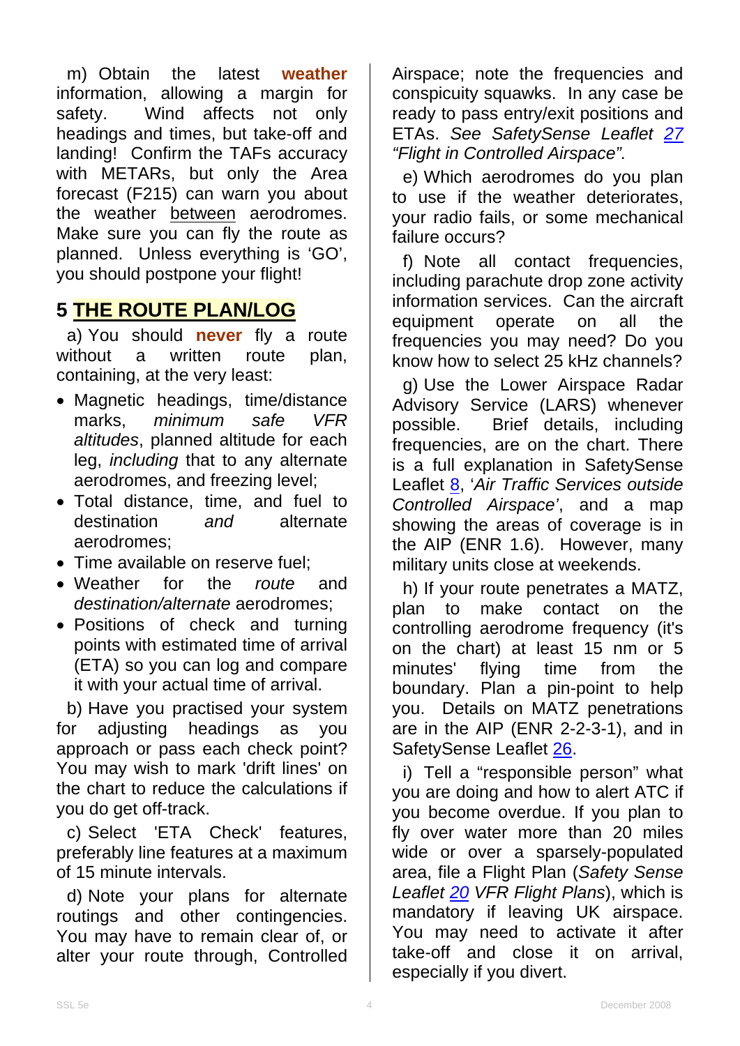m) Obtain the latest **weather** information, allowing a margin for safety. Wind affects not only headings and times, but take-off and landing! Confirm the TAFs accuracy with METARs, but only the Area forecast (F215) can warn you about the weather between aerodromes. Make sure you can fly the route as planned. Unless everything is 'GO', you should postpone your flight!

## 5 THE ROUTE PLAN/LOG

a) You should **never** fly a route without a written route plan, containing, at the very least:

- Magnetic headings, time/distance marks, *minimum safe VFR altitudes*, planned altitude for each leg, *including* that to any alternate aerodromes, and freezing level;
- Total distance, time, and fuel to destination *and* alternate aerodromes;
- Time available on reserve fuel;
- Weather for the *route* and *destination/alternate* aerodromes;
- Positions of check and turning points with estimated time of arrival (ETA) so you can log and compare it with your actual time of arrival.

b) Have you practised your system for adjusting headings as you approach or pass each check point? You may wish to mark 'drift lines' on the chart to reduce the calculations if you do get off-track.

c) Select 'ETA Check' features, preferably line features at a maximum of 15 minute intervals.

d) Note your plans for alternate routings and other contingencies. You may have to remain clear of, or alter your route through, Controlled Airspace; note the frequencies and conspicuity squawks. In any case be ready to pass entry/exit positions and ETAs. *See SafetySense Leaflet 27 "Flight in Controlled Airspace".*

e) Which aerodromes do you plan to use if the weather deteriorates, your radio fails, or some mechanical failure occurs?

f) Note all contact frequencies, including parachute drop zone activity information services. Can the aircraft equipment operate on all the frequencies you may need? Do you know how to select 25 kHz channels?

g) Use the Lower Airspace Radar Advisory Service (LARS) whenever possible. Brief details, including frequencies, are on the chart. There is a full explanation in SafetySense Leaflet 8, '*Air Traffic Services outside Controlled Airspace*', and a map showing the areas of coverage is in the AIP (ENR 1.6). However, many military units close at weekends.

h) If your route penetrates a MATZ, plan to make contact on the controlling aerodrome frequency (it's on the chart) at least 15 nm or 5 minutes' flying time from the boundary. Plan a pin-point to help you. Details on MATZ penetrations are in the AIP (ENR 2-2-3-1), and in SafetySense Leaflet 26.

i) Tell a "responsible person" what you are doing and how to alert ATC if you become overdue. If you plan to fly over water more than 20 miles wide or over a sparsely-populated area, file a Flight Plan (*Safety Sense Leaflet 20 VFR Flight Plans*), which is mandatory if leaving UK airspace. You may need to activate it after take-off and close it on arrival, especially if you divert.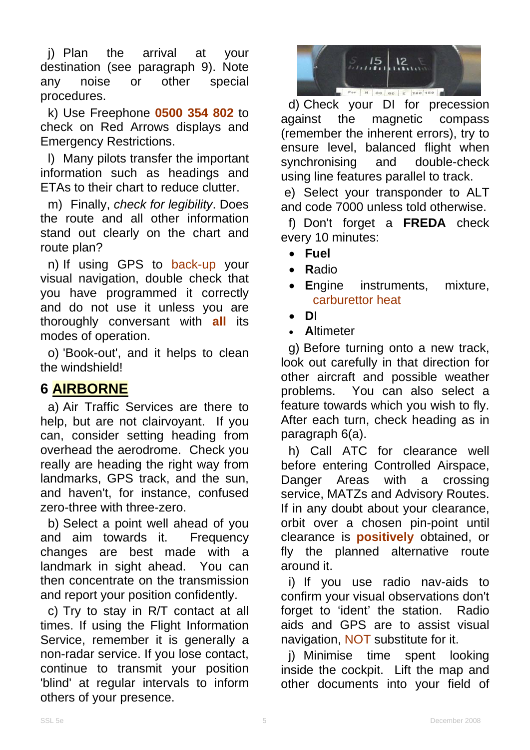j) Plan the arrival at your destination (see paragraph 9). Note any noise or other special procedures.

k) Use Freephone **0500 354 802** to check on Red Arrows displays and Emergency Restrictions.

l) Many pilots transfer the important information such as headings and ETAs to their chart to reduce clutter.

m) Finally, *check for legibility*. Does the route and all other information stand out clearly on the chart and route plan?

n) If using GPS to back-up your visual navigation, double check that you have programmed it correctly and do not use it unless you are thoroughly conversant with **all** its modes of operation.

o) 'Book-out', and it helps to clean the windshield!

## 6 AIRBORNE

a) Air Traffic Services are there to help, but are not clairvoyant. If you can, consider setting heading from overhead the aerodrome. Check you really are heading the right way from landmarks, GPS track, and the sun, and haven't, for instance, confused zero-three with three-zero.

b) Select a point well ahead of you and aim towards it. Frequency changes are best made with a landmark in sight ahead. You can then concentrate on the transmission and report your position confidently.

c) Try to stay in R/T contact at all times. If using the Flight Information Service, remember it is generally a non-radar service. If you lose contact, continue to transmit your position 'blind' at regular intervals to inform others of your presence.

d) Check your DI for precession against the magnetic compass (remember the inherent errors), try to ensure level, balanced flight when synchronising and double-check using line features parallel to track.

e) Select your transponder to ALT and code 7000 unless told otherwise.

f) Don't forget a **FREDA** check every 10 minutes:

- **F**uel
- **R**adio
- **E**ngine instruments, mixture, carburettor heat
- **D**I
- **A**ltimeter

g) Before turning onto a new track, look out carefully in that direction for other aircraft and possible weather problems. You can also select a feature towards which you wish to fly. After each turn, check heading as in paragraph 6(a).

h) Call ATC for clearance well before entering Controlled Airspace, Danger Areas with a crossing service, MATZs and Advisory Routes. If in any doubt about your clearance, orbit over a chosen pin-point until clearance is **positively** obtained, or fly the planned alternative route around it.

i) If you use radio nav-aids to confirm your visual observations don't forget to 'ident' the station. Radio aids and GPS are to assist visual navigation, NOT substitute for it.

j) Minimise time spent looking inside the cockpit. Lift the map and other documents into your field of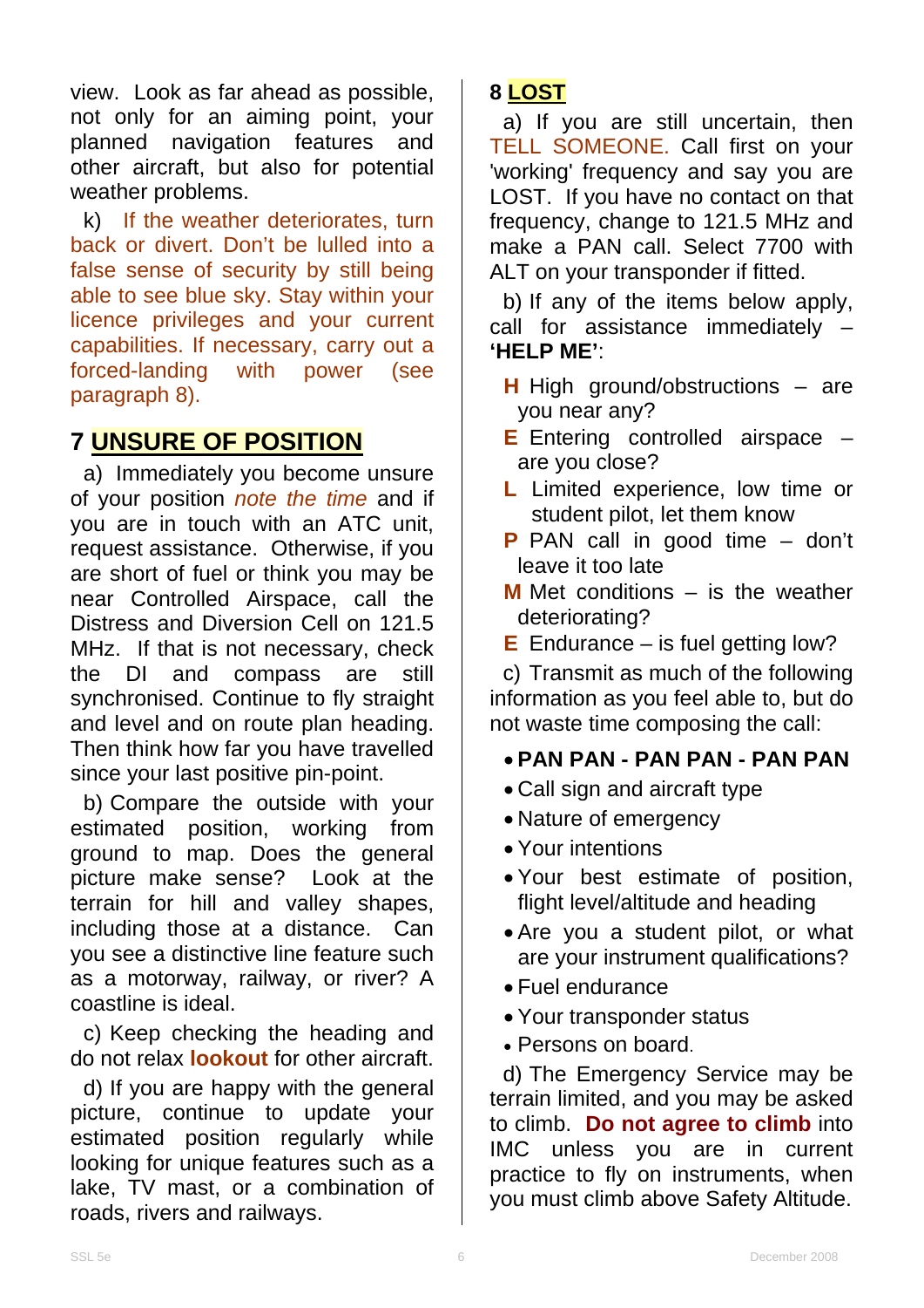view. Look as far ahead as possible, not only for an aiming point, your planned navigation features and other aircraft, but also for potential weather problems.

k) If the weather deteriorates, turn back or divert. Don't be lulled into a false sense of security by still being able to see blue sky. Stay within your licence privileges and your current capabilities. If necessary, carry out a forced-landing with power (see paragraph 8).

## 7 UNSURE OF POSITION

a) Immediately you become unsure of your position *note the time* and if you are in touch with an ATC unit, request assistance. Otherwise, if you are short of fuel or think you may be near Controlled Airspace, call the Distress and Diversion Cell on 121.5 MHz. If that is not necessary, check the DI and compass are still synchronised. Continue to fly straight and level and on route plan heading. Then think how far you have travelled since your last positive pin-point.

b) Compare the outside with your estimated position, working from ground to map. Does the general picture make sense? Look at the terrain for hill and valley shapes, including those at a distance. Can you see a distinctive line feature such as a motorway, railway, or river? A coastline is ideal.

c) Keep checking the heading and do not relax **lookout** for other aircraft.

d) If you are happy with the general picture, continue to update your estimated position regularly while looking for unique features such as a lake, TV mast, or a combination of roads, rivers and railways.

## 8 LOST

a) If you are still uncertain, then TELL SOMEONE. Call first on your 'working' frequency and say you are LOST. If you have no contact on that frequency, change to 121.5 MHz and make a PAN call. Select 7700 with ALT on your transponder if fitted.

b) If any of the items below apply, call for assistance immediately – **'HELP ME'**:

- **H** High ground/obstructions – are you near any?
- **E** Entering controlled airspace – are you close?
- **L** Limited experience, low time or student pilot, let them know
- **P** PAN call in good time – don't leave it too late
- **M** Met conditions – is the weather deteriorating?
- **E** Endurance – is fuel getting low?

c) Transmit as much of the following information as you feel able to, but do not waste time composing the call:

- **PAN PAN - PAN PAN - PAN PAN**
- Call sign and aircraft type
- Nature of emergency
- Your intentions
- Your best estimate of position, flight level/altitude and heading
- Are you a student pilot, or what are your instrument qualifications?
- Fuel endurance
- Your transponder status
- Persons on board.

d) The Emergency Service may be terrain limited, and you may be asked to climb. **Do not agree to climb** into IMC unless you are in current practice to fly on instruments, when you must climb above Safety Altitude.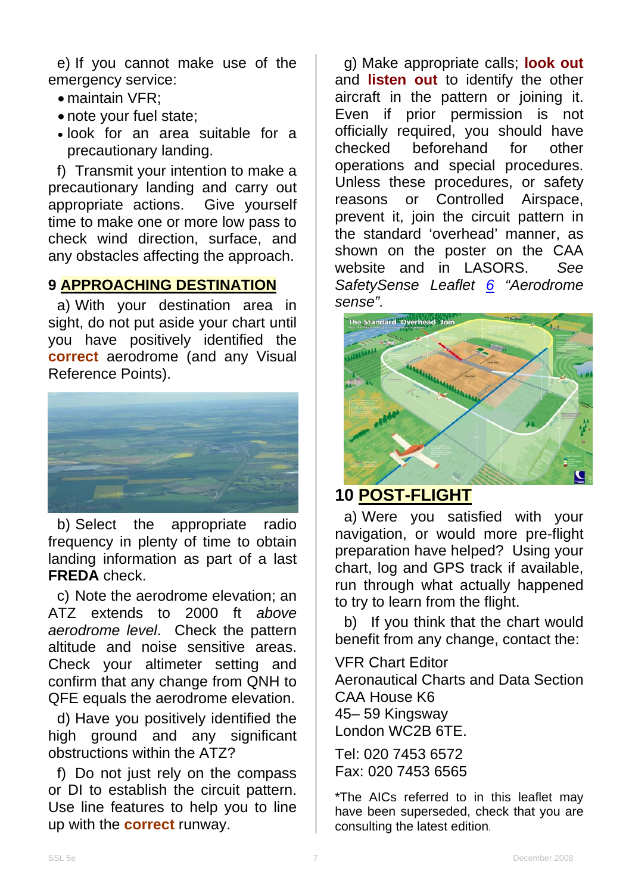e) If you cannot make use of the emergency service:

- maintain VFR;
- note your fuel state;
- look for an area suitable for a precautionary landing.

f) Transmit your intention to make a precautionary landing and carry out appropriate actions. Give yourself time to make one or more low pass to check wind direction, surface, and any obstacles affecting the approach.

## 9 APPROACHING DESTINATION

a) With your destination area in sight, do not put aside your chart until you have positively identified the **correct** aerodrome (and any Visual Reference Points).

b) Select the appropriate radio frequency in plenty of time to obtain landing information as part of a last **FREDA** check.

c) Note the aerodrome elevation; an ATZ extends to 2000 ft *above aerodrome level*. Check the pattern altitude and noise sensitive areas. Check your altimeter setting and confirm that any change from QNH to QFE equals the aerodrome elevation.

d) Have you positively identified the high ground and any significant obstructions within the ATZ?

f) Do not just rely on the compass or DI to establish the circuit pattern. Use line features to help you to line up with the **correct** runway.

g) Make appropriate calls; **look out** and **listen out** to identify the other aircraft in the pattern or joining it. Even if prior permission is not officially required, you should have checked beforehand for other operations and special procedures. Unless these procedures, or safety reasons or Controlled Airspace, prevent it, join the circuit pattern in the standard 'overhead' manner, as shown on the poster on the CAA website and in LASORS. *See SafetySense Leaflet 6 "Aerodrome sense".*

## 10 POST-FLIGHT

a) Were you satisfied with your navigation, or would more pre-flight preparation have helped? Using your chart, log and GPS track if available, run through what actually happened to try to learn from the flight.

b) If you think that the chart would benefit from any change, contact the:

VFR Chart Editor
Aeronautical Charts and Data Section
CAA House K6
45– 59 Kingsway
London WC2B 6TE.

Tel: 020 7453 6572
Fax: 020 7453 6565

*The AICs referred to in this leaflet may have been superseded, check that you are consulting the latest edition.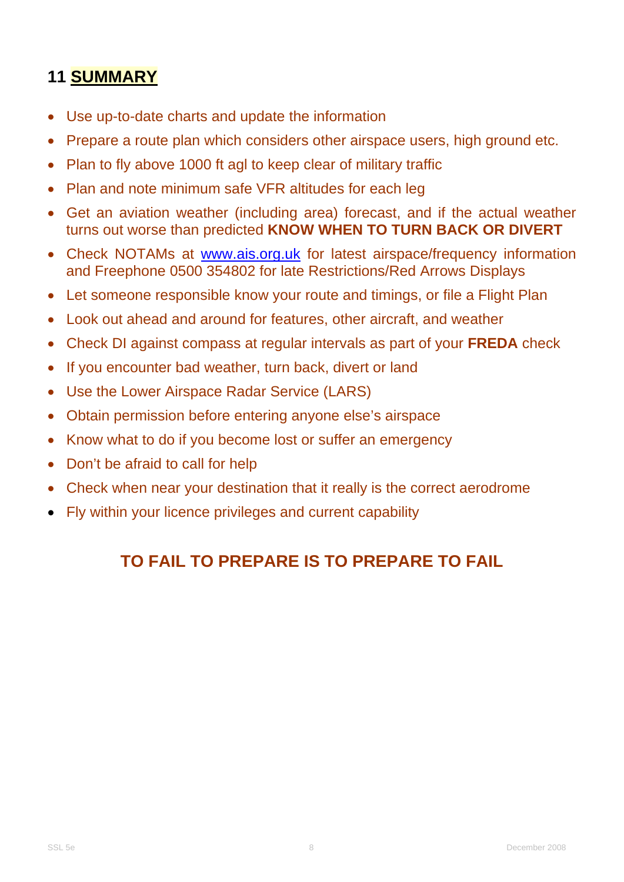## 11 SUMMARY

- Use up-to-date charts and update the information
- Prepare a route plan which considers other airspace users, high ground etc.
- Plan to fly above 1000 ft agl to keep clear of military traffic
- Plan and note minimum safe VFR altitudes for each leg
- Get an aviation weather (including area) forecast, and if the actual weather turns out worse than predicted **KNOW WHEN TO TURN BACK OR DIVERT**
- Check NOTAMs at www.ais.org.uk for latest airspace/frequency information and Freephone 0500 354802 for late Restrictions/Red Arrows Displays
- Let someone responsible know your route and timings, or file a Flight Plan
- Look out ahead and around for features, other aircraft, and weather
- Check DI against compass at regular intervals as part of your **FREDA** check
- If you encounter bad weather, turn back, divert or land
- Use the Lower Airspace Radar Service (LARS)
- Obtain permission before entering anyone else's airspace
- Know what to do if you become lost or suffer an emergency
- Don't be afraid to call for help
- Check when near your destination that it really is the correct aerodrome
- Fly within your licence privileges and current capability

**TO FAIL TO PREPARE IS TO PREPARE TO FAIL**